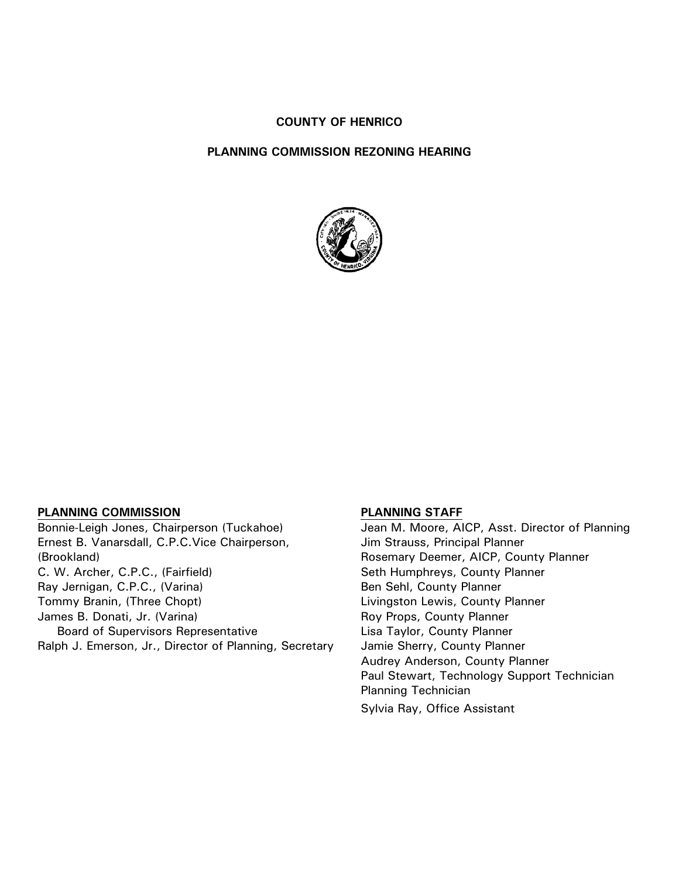**COUNTY OF HENRICO**

**PLANNING COMMISSION REZONING HEARING**

**PLANNING COMMISSION**

Bonnie-Leigh Jones, Chairperson (Tuckahoe)
Ernest B. Vanarsdall, C.P.C.Vice Chairperson, (Brookland)
C. W. Archer, C.P.C., (Fairfield)
Ray Jernigan, C.P.C., (Varina)
Tommy Branin, (Three Chopt)
James B. Donati, Jr. (Varina)
Board of Supervisors Representative
Ralph J. Emerson, Jr., Director of Planning, Secretary

**PLANNING STAFF**

Jean M. Moore, AICP, Asst. Director of Planning
Jim Strauss, Principal Planner
Rosemary Deemer, AICP, County Planner
Seth Humphreys, County Planner
Ben Sehl, County Planner
Livingston Lewis, County Planner
Roy Props, County Planner
Lisa Taylor, County Planner
Jamie Sherry, County Planner
Audrey Anderson, County Planner
Paul Stewart, Technology Support Technician
Planning Technician
Sylvia Ray, Office Assistant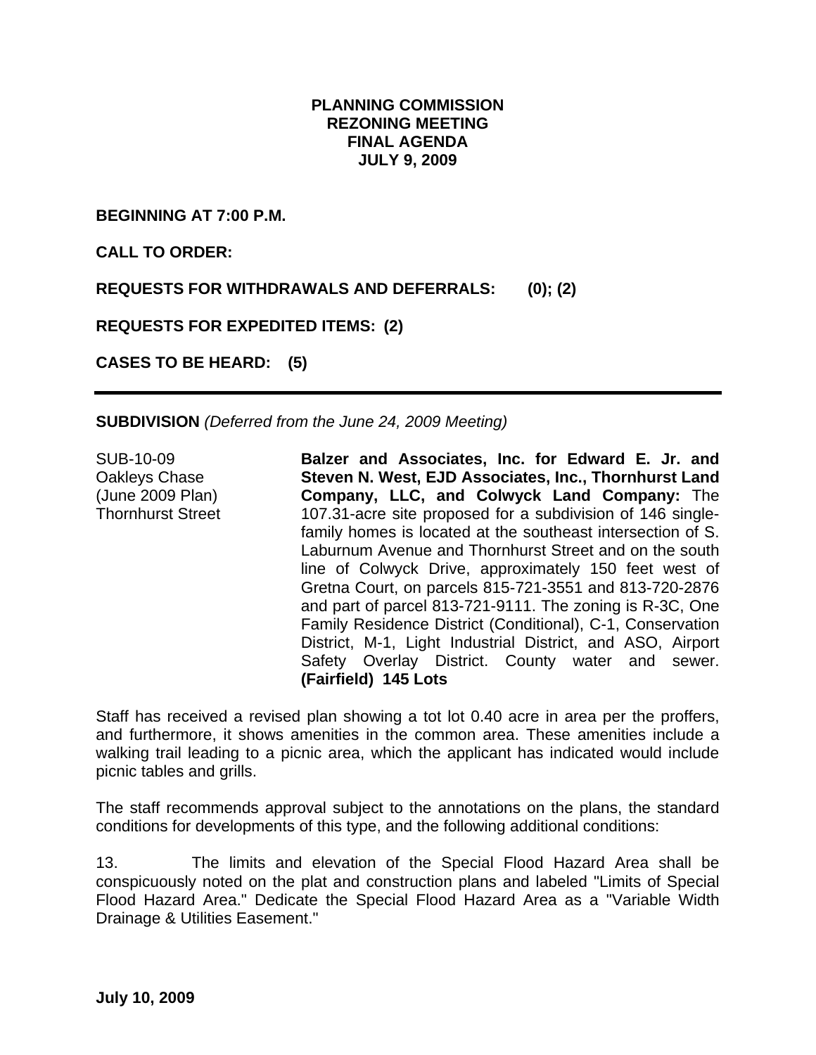**PLANNING COMMISSION**
**REZONING MEETING**
**FINAL AGENDA**
**JULY 9, 2009**

**BEGINNING AT 7:00 P.M.**

**CALL TO ORDER:**

**REQUESTS FOR WITHDRAWALS AND DEFERRALS: (0); (2)**

**REQUESTS FOR EXPEDITED ITEMS: (2)**

**CASES TO BE HEARD: (5)**

---

**SUBDIVISION** *(Deferred from the June 24, 2009 Meeting)*

SUB-10-09
Oakleys Chase
(June 2009 Plan)
Thornhurst Street

**Balzer and Associates, Inc. for Edward E. Jr. and Steven N. West, EJD Associates, Inc., Thornhurst Land Company, LLC, and Colwyck Land Company:** The 107.31-acre site proposed for a subdivision of 146 single-family homes is located at the southeast intersection of S. Laburnum Avenue and Thornhurst Street and on the south line of Colwyck Drive, approximately 150 feet west of Gretna Court, on parcels 815-721-3551 and 813-720-2876 and part of parcel 813-721-9111. The zoning is R-3C, One Family Residence District (Conditional), C-1, Conservation District, M-1, Light Industrial District, and ASO, Airport Safety Overlay District. County water and sewer. **(Fairfield) 145 Lots**

Staff has received a revised plan showing a tot lot 0.40 acre in area per the proffers, and furthermore, it shows amenities in the common area. These amenities include a walking trail leading to a picnic area, which the applicant has indicated would include picnic tables and grills.

The staff recommends approval subject to the annotations on the plans, the standard conditions for developments of this type, and the following additional conditions:

13. The limits and elevation of the Special Flood Hazard Area shall be conspicuously noted on the plat and construction plans and labeled "Limits of Special Flood Hazard Area." Dedicate the Special Flood Hazard Area as a "Variable Width Drainage & Utilities Easement."

**July 10, 2009**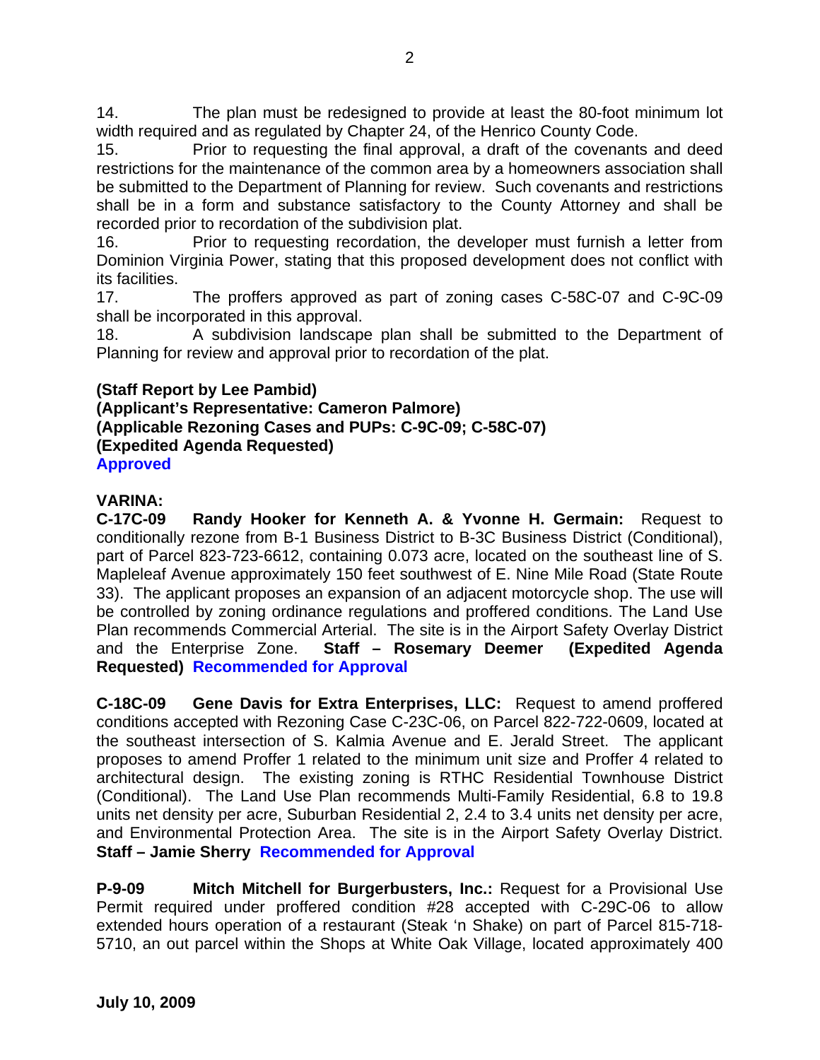14. The plan must be redesigned to provide at least the 80-foot minimum lot width required and as regulated by Chapter 24, of the Henrico County Code.

15. Prior to requesting the final approval, a draft of the covenants and deed restrictions for the maintenance of the common area by a homeowners association shall be submitted to the Department of Planning for review. Such covenants and restrictions shall be in a form and substance satisfactory to the County Attorney and shall be recorded prior to recordation of the subdivision plat.

16. Prior to requesting recordation, the developer must furnish a letter from Dominion Virginia Power, stating that this proposed development does not conflict with its facilities.

17. The proffers approved as part of zoning cases C-58C-07 and C-9C-09 shall be incorporated in this approval.

18. A subdivision landscape plan shall be submitted to the Department of Planning for review and approval prior to recordation of the plat.

**(Staff Report by Lee Pambid)**
**(Applicant's Representative: Cameron Palmore)**
**(Applicable Rezoning Cases and PUPs: C-9C-09; C-58C-07)**
**(Expedited Agenda Requested)**
**Approved**

**VARINA:**
**C-17C-09 Randy Hooker for Kenneth A. & Yvonne H. Germain:** Request to conditionally rezone from B-1 Business District to B-3C Business District (Conditional), part of Parcel 823-723-6612, containing 0.073 acre, located on the southeast line of S. Mapleleaf Avenue approximately 150 feet southwest of E. Nine Mile Road (State Route 33). The applicant proposes an expansion of an adjacent motorcycle shop. The use will be controlled by zoning ordinance regulations and proffered conditions. The Land Use Plan recommends Commercial Arterial. The site is in the Airport Safety Overlay District and the Enterprise Zone. **Staff – Rosemary Deemer (Expedited Agenda Requested) Recommended for Approval**

**C-18C-09 Gene Davis for Extra Enterprises, LLC:** Request to amend proffered conditions accepted with Rezoning Case C-23C-06, on Parcel 822-722-0609, located at the southeast intersection of S. Kalmia Avenue and E. Jerald Street. The applicant proposes to amend Proffer 1 related to the minimum unit size and Proffer 4 related to architectural design. The existing zoning is RTHC Residential Townhouse District (Conditional). The Land Use Plan recommends Multi-Family Residential, 6.8 to 19.8 units net density per acre, Suburban Residential 2, 2.4 to 3.4 units net density per acre, and Environmental Protection Area. The site is in the Airport Safety Overlay District. **Staff – Jamie Sherry Recommended for Approval**

**P-9-09 Mitch Mitchell for Burgerbusters, Inc.:** Request for a Provisional Use Permit required under proffered condition #28 accepted with C-29C-06 to allow extended hours operation of a restaurant (Steak 'n Shake) on part of Parcel 815-718-5710, an out parcel within the Shops at White Oak Village, located approximately 400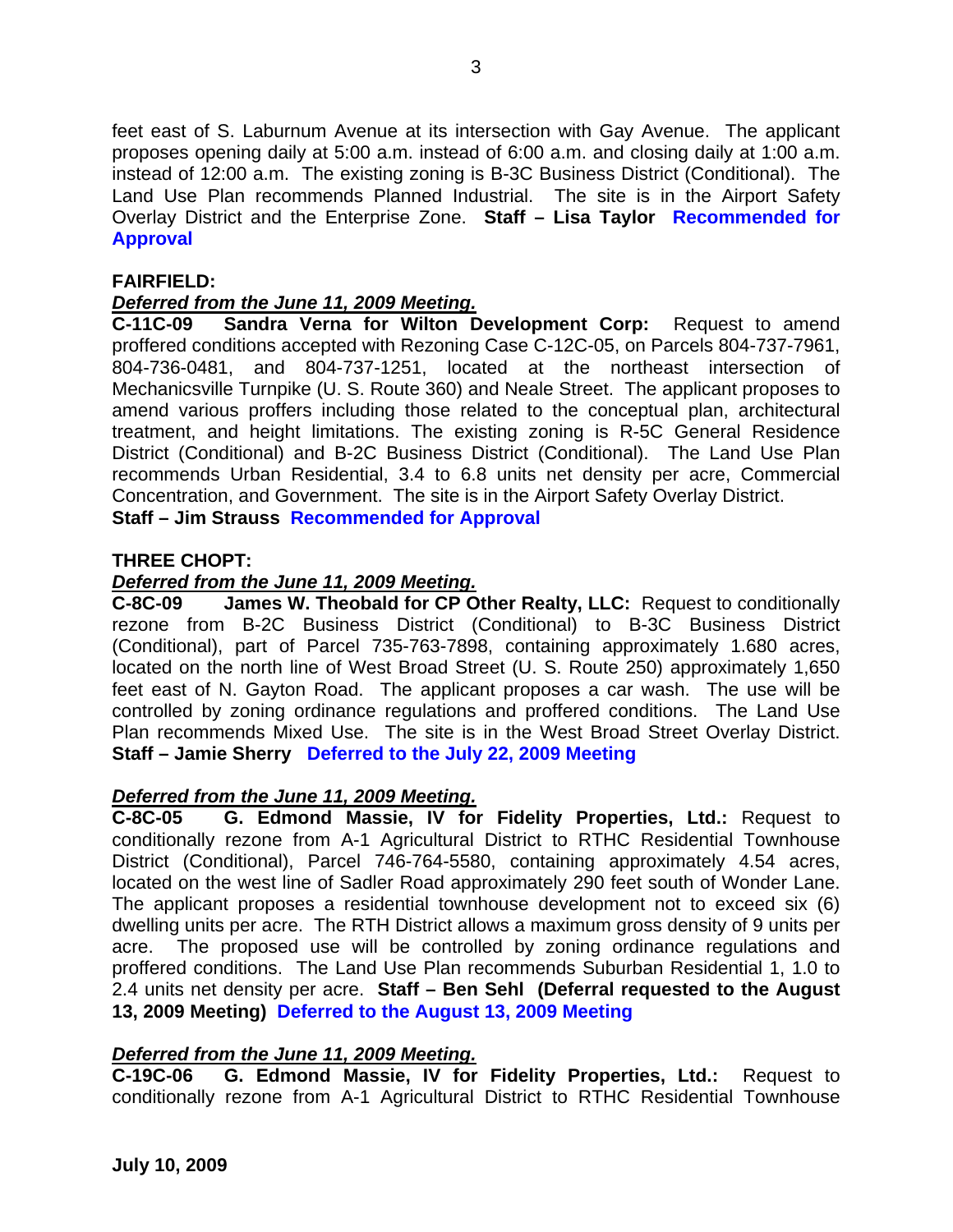feet east of S. Laburnum Avenue at its intersection with Gay Avenue. The applicant proposes opening daily at 5:00 a.m. instead of 6:00 a.m. and closing daily at 1:00 a.m. instead of 12:00 a.m. The existing zoning is B-3C Business District (Conditional). The Land Use Plan recommends Planned Industrial. The site is in the Airport Safety Overlay District and the Enterprise Zone. **Staff – Lisa Taylor** **Recommended for Approval**

**FAIRFIELD:**

***Deferred from the June 11, 2009 Meeting.***

**C-11C-09 Sandra Verna for Wilton Development Corp:** Request to amend proffered conditions accepted with Rezoning Case C-12C-05, on Parcels 804-737-7961, 804-736-0481, and 804-737-1251, located at the northeast intersection of Mechanicsville Turnpike (U. S. Route 360) and Neale Street. The applicant proposes to amend various proffers including those related to the conceptual plan, architectural treatment, and height limitations. The existing zoning is R-5C General Residence District (Conditional) and B-2C Business District (Conditional). The Land Use Plan recommends Urban Residential, 3.4 to 6.8 units net density per acre, Commercial Concentration, and Government. The site is in the Airport Safety Overlay District.
**Staff – Jim Strauss** **Recommended for Approval**

**THREE CHOPT:**

***Deferred from the June 11, 2009 Meeting.***

**C-8C-09 James W. Theobald for CP Other Realty, LLC:** Request to conditionally rezone from B-2C Business District (Conditional) to B-3C Business District (Conditional), part of Parcel 735-763-7898, containing approximately 1.680 acres, located on the north line of West Broad Street (U. S. Route 250) approximately 1,650 feet east of N. Gayton Road. The applicant proposes a car wash. The use will be controlled by zoning ordinance regulations and proffered conditions. The Land Use Plan recommends Mixed Use. The site is in the West Broad Street Overlay District. **Staff – Jamie Sherry** **Deferred to the July 22, 2009 Meeting**

***Deferred from the June 11, 2009 Meeting.***

**C-8C-05 G. Edmond Massie, IV for Fidelity Properties, Ltd.:** Request to conditionally rezone from A-1 Agricultural District to RTHC Residential Townhouse District (Conditional), Parcel 746-764-5580, containing approximately 4.54 acres, located on the west line of Sadler Road approximately 290 feet south of Wonder Lane. The applicant proposes a residential townhouse development not to exceed six (6) dwelling units per acre. The RTH District allows a maximum gross density of 9 units per acre. The proposed use will be controlled by zoning ordinance regulations and proffered conditions. The Land Use Plan recommends Suburban Residential 1, 1.0 to 2.4 units net density per acre. **Staff – Ben Sehl (Deferral requested to the August 13, 2009 Meeting)** **Deferred to the August 13, 2009 Meeting**

***Deferred from the June 11, 2009 Meeting.***

**C-19C-06 G. Edmond Massie, IV for Fidelity Properties, Ltd.:** Request to conditionally rezone from A-1 Agricultural District to RTHC Residential Townhouse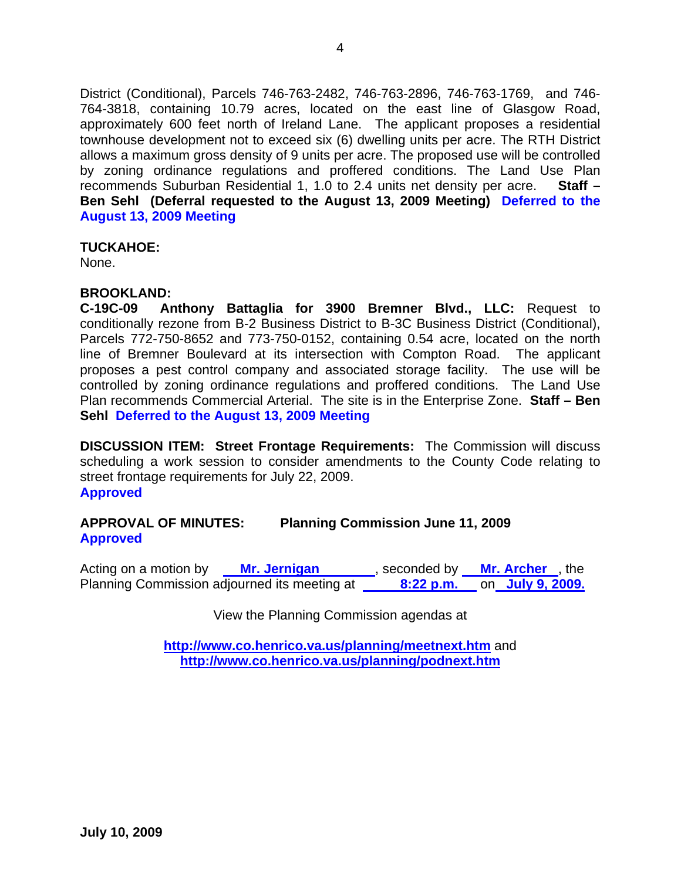District (Conditional), Parcels 746-763-2482, 746-763-2896, 746-763-1769, and 746-764-3818, containing 10.79 acres, located on the east line of Glasgow Road, approximately 600 feet north of Ireland Lane. The applicant proposes a residential townhouse development not to exceed six (6) dwelling units per acre. The RTH District allows a maximum gross density of 9 units per acre. The proposed use will be controlled by zoning ordinance regulations and proffered conditions. The Land Use Plan recommends Suburban Residential 1, 1.0 to 2.4 units net density per acre. **Staff – Ben Sehl (Deferral requested to the August 13, 2009 Meeting)** **Deferred to the August 13, 2009 Meeting**

**TUCKAHOE:**
None.

**BROOKLAND:**
**C-19C-09 Anthony Battaglia for 3900 Bremner Blvd., LLC:** Request to conditionally rezone from B-2 Business District to B-3C Business District (Conditional), Parcels 772-750-8652 and 773-750-0152, containing 0.54 acre, located on the north line of Bremner Boulevard at its intersection with Compton Road. The applicant proposes a pest control company and associated storage facility. The use will be controlled by zoning ordinance regulations and proffered conditions. The Land Use Plan recommends Commercial Arterial. The site is in the Enterprise Zone. **Staff – Ben Sehl** **Deferred to the August 13, 2009 Meeting**

**DISCUSSION ITEM: Street Frontage Requirements:** The Commission will discuss scheduling a work session to consider amendments to the County Code relating to street frontage requirements for July 22, 2009.
**Approved**

**APPROVAL OF MINUTES: Planning Commission June 11, 2009**
**Approved**

Acting on a motion by **Mr. Jernigan**, seconded by **Mr. Archer**, the Planning Commission adjourned its meeting at **8:22 p.m.** on **July 9, 2009.**

View the Planning Commission agendas at

**http://www.co.henrico.va.us/planning/meetnext.htm** and
**http://www.co.henrico.va.us/planning/podnext.htm**

**July 10, 2009**